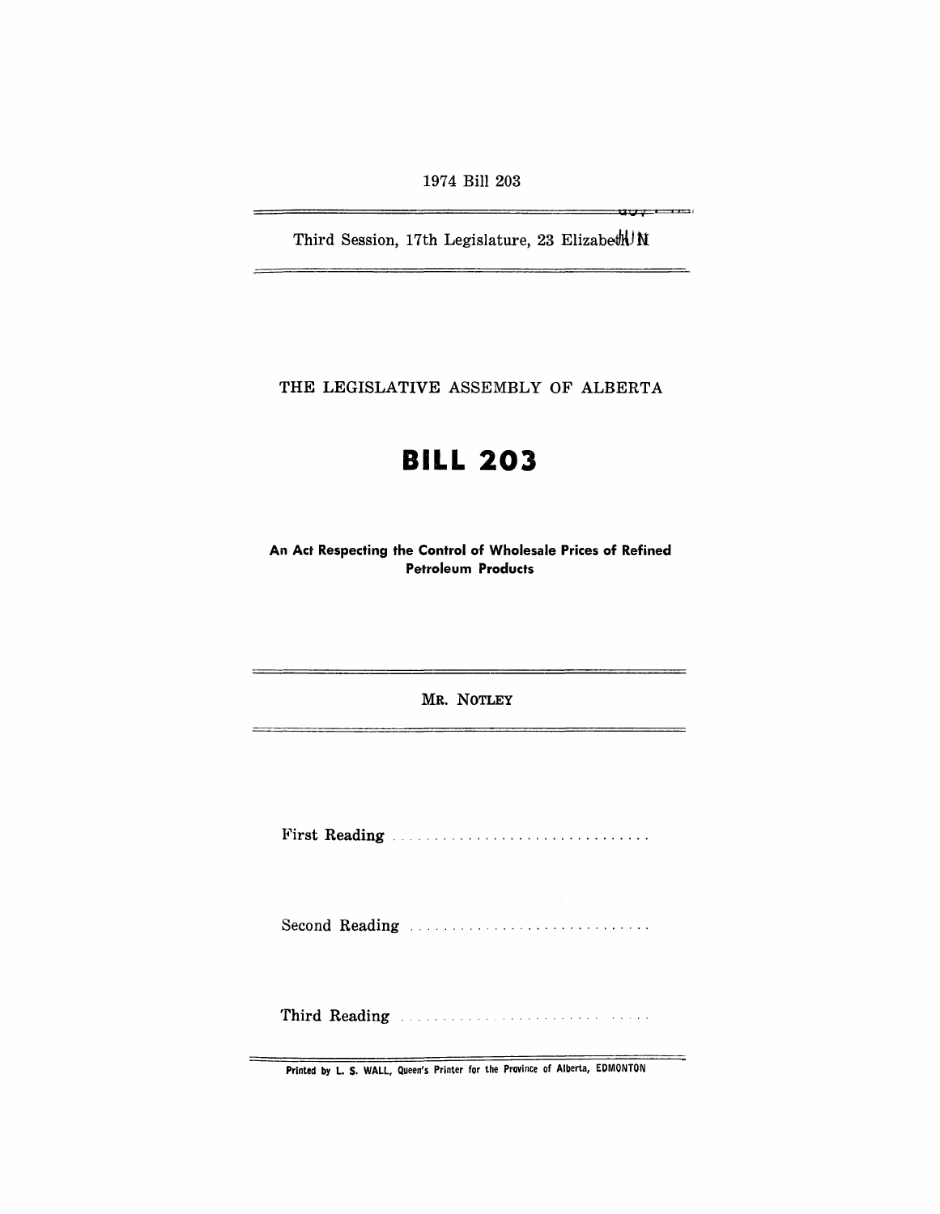1974 Bill 203

Third Session, 17th Legislature, 23 Elizabeth II

THE LEGISLATIVE ASSEMBLY OF ALBERTA

# BILL 203

**An Act Respecting the Control of Wholesale Prices of Refined Petroleum Products**

MR. NOTLEY

First Reading . . . . . . . . . . . . . . . . . . . . . . . . . . . . . . .

Second Reading . . . . . . . . . . . . . . . . . . . . . . . . . . . .

Third Reading . . . . . . . . . . . . . . . . . . . . . . . . . . . . . .

Printed by L. S. WALL, Queen's Printer for the Province of Alberta, EDMONTON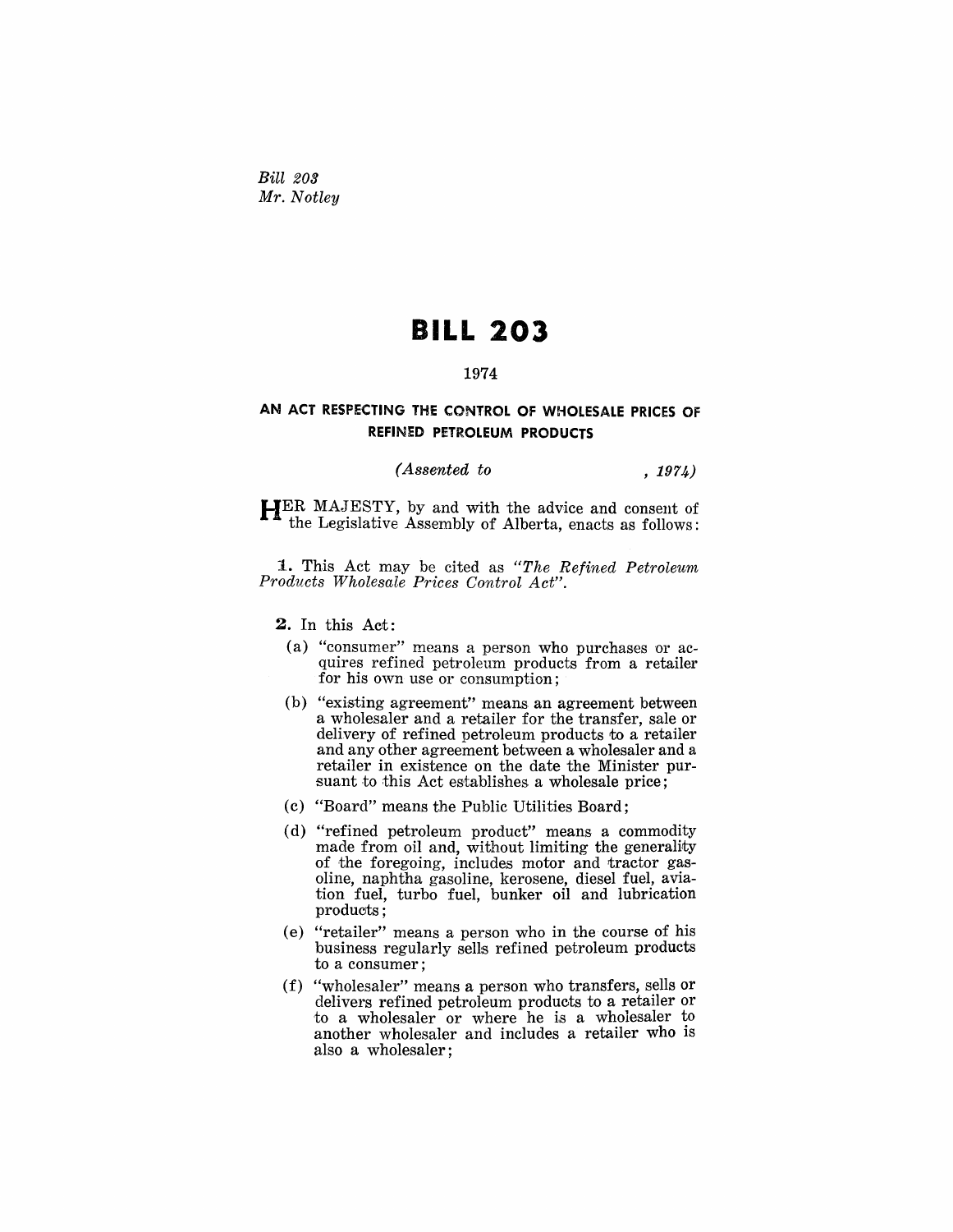*Bill 203*
*Mr. Notley*

# BILL 203

1974

## AN ACT RESPECTING THE CONTROL OF WHOLESALE PRICES OF REFINED PETROLEUM PRODUCTS

*(Assented to , 1974)*

HER MAJESTY, by and with the advice and consent of the Legislative Assembly of Alberta, enacts as follows:

**1.** This Act may be cited as *"The Refined Petroleum Products Wholesale Prices Control Act"*.

**2.** In this Act:

(a) "consumer" means a person who purchases or acquires refined petroleum products from a retailer for his own use or consumption;

(b) "existing agreement" means an agreement between a wholesaler and a retailer for the transfer, sale or delivery of refined petroleum products to a retailer and any other agreement between a wholesaler and a retailer in existence on the date the Minister pursuant to this Act establishes a wholesale price;

(c) "Board" means the Public Utilities Board;

(d) "refined petroleum product" means a commodity made from oil and, without limiting the generality of the foregoing, includes motor and tractor gasoline, naphtha gasoline, kerosene, diesel fuel, aviation fuel, turbo fuel, bunker oil and lubrication products;

(e) "retailer" means a person who in the course of his business regularly sells refined petroleum products to a consumer;

(f) "wholesaler" means a person who transfers, sells or delivers refined petroleum products to a retailer or to a wholesaler or where he is a wholesaler to another wholesaler and includes a retailer who is also a wholesaler;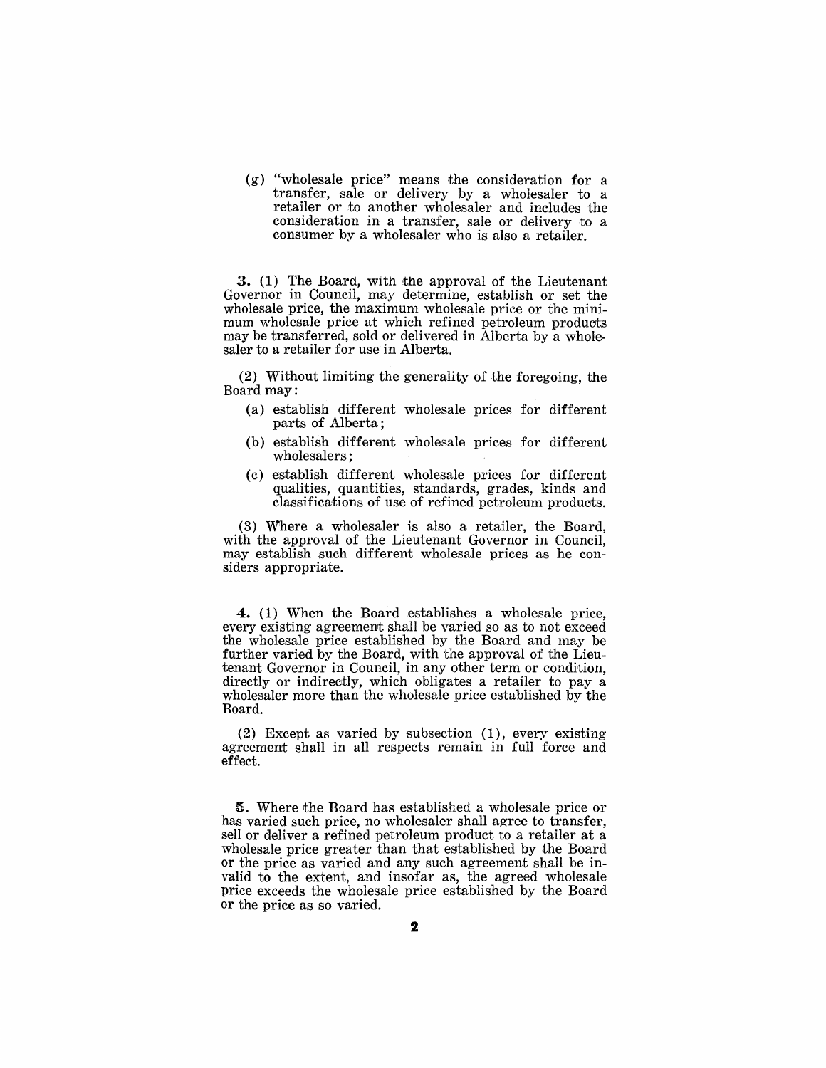(g) "wholesale price" means the consideration for a transfer, sale or delivery by a wholesaler to a retailer or to another wholesaler and includes the consideration in a transfer, sale or delivery to a consumer by a wholesaler who is also a retailer.

**3.** (1) The Board, with the approval of the Lieutenant Governor in Council, may determine, establish or set the wholesale price, the maximum wholesale price or the minimum wholesale price at which refined petroleum products may be transferred, sold or delivered in Alberta by a wholesaler to a retailer for use in Alberta.

(2) Without limiting the generality of the foregoing, the Board may:

- (a) establish different wholesale prices for different parts of Alberta;
- (b) establish different wholesale prices for different wholesalers;
- (c) establish different wholesale prices for different qualities, quantities, standards, grades, kinds and classifications of use of refined petroleum products.

(3) Where a wholesaler is also a retailer, the Board, with the approval of the Lieutenant Governor in Council, may establish such different wholesale prices as he considers appropriate.

**4.** (1) When the Board establishes a wholesale price, every existing agreement shall be varied so as to not exceed the wholesale price established by the Board and may be further varied by the Board, with the approval of the Lieutenant Governor in Council, in any other term or condition, directly or indirectly, which obligates a retailer to pay a wholesaler more than the wholesale price established by the Board.

(2) Except as varied by subsection (1), every existing agreement shall in all respects remain in full force and effect.

**5.** Where the Board has established a wholesale price or has varied such price, no wholesaler shall agree to transfer, sell or deliver a refined petroleum product to a retailer at a wholesale price greater than that established by the Board or the price as varied and any such agreement shall be invalid to the extent, and insofar as, the agreed wholesale price exceeds the wholesale price established by the Board or the price as so varied.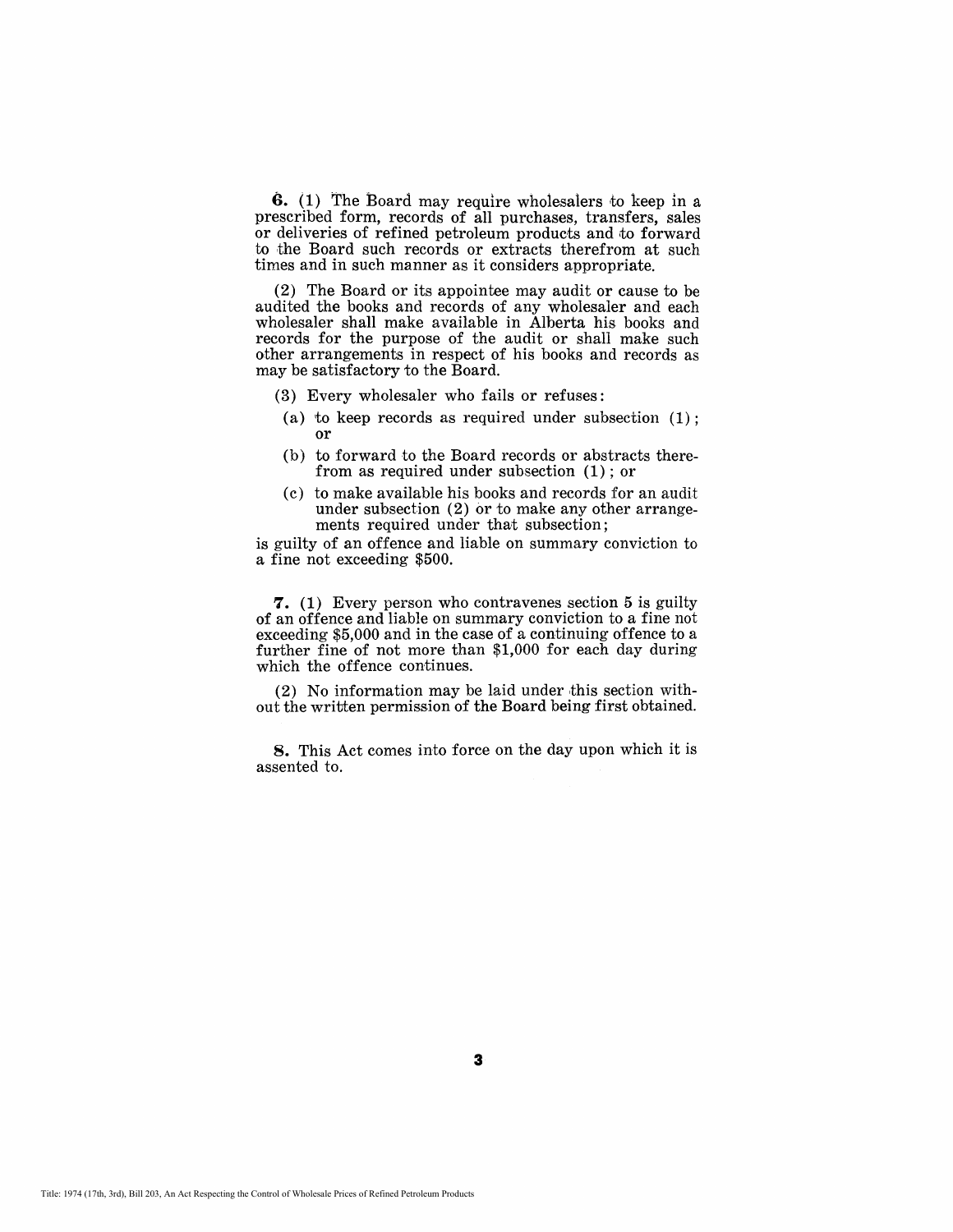**6.** (1) The Board may require wholesalers to keep in a prescribed form, records of all purchases, transfers, sales or deliveries of refined petroleum products and to forward to the Board such records or extracts therefrom at such times and in such manner as it considers appropriate.

(2) The Board or its appointee may audit or cause to be audited the books and records of any wholesaler and each wholesaler shall make available in Alberta his books and records for the purpose of the audit or shall make such other arrangements in respect of his books and records as may be satisfactory to the Board.

(3) Every wholesaler who fails or refuses:

(a) to keep records as required under subsection (1); or

(b) to forward to the Board records or abstracts therefrom as required under subsection (1); or

(c) to make available his books and records for an audit under subsection (2) or to make any other arrangements required under that subsection;

is guilty of an offence and liable on summary conviction to a fine not exceeding $500.

**7.** (1) Every person who contravenes section 5 is guilty of an offence and liable on summary conviction to a fine not exceeding $5,000 and in the case of a continuing offence to a further fine of not more than $1,000 for each day during which the offence continues.

(2) No information may be laid under this section without the written permission of the Board being first obtained.

**8.** This Act comes into force on the day upon which it is assented to.